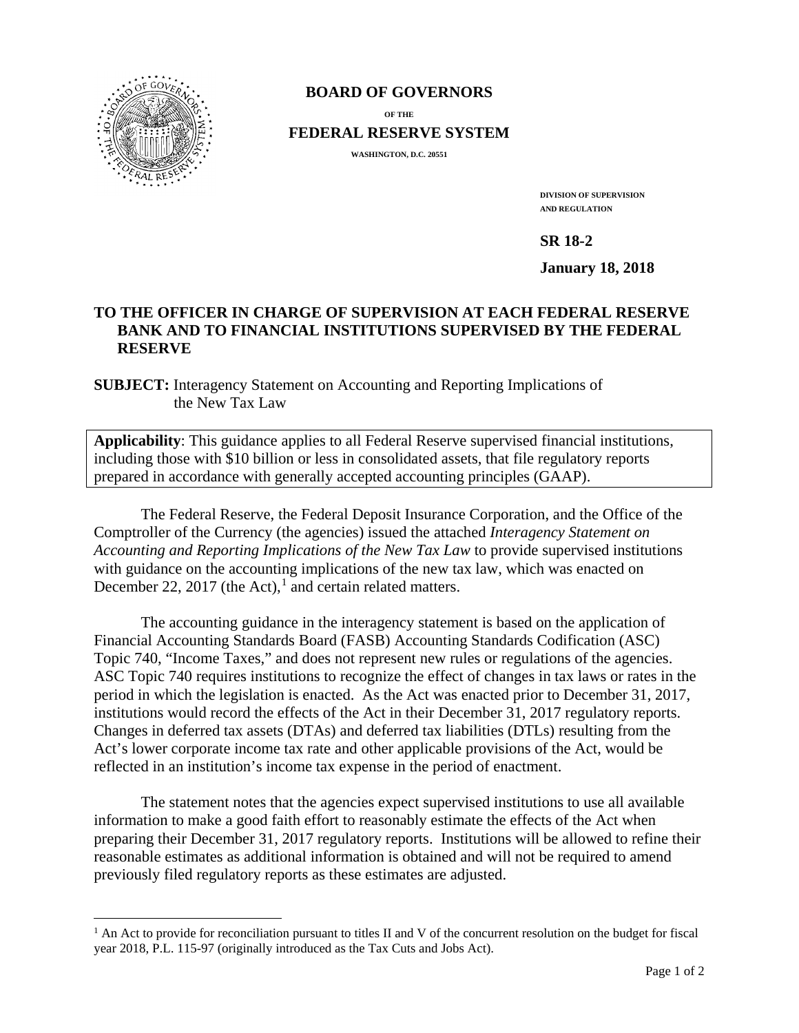**BOARD OF GOVERNORS**

OF THE

**FEDERAL RESERVE SYSTEM**

WASHINGTON, D.C. 20551

DIVISION OF SUPERVISION AND REGULATION

**SR 18-2**

**January 18, 2018**

**TO THE OFFICER IN CHARGE OF SUPERVISION AT EACH FEDERAL RESERVE BANK AND TO FINANCIAL INSTITUTIONS SUPERVISED BY THE FEDERAL RESERVE**

**SUBJECT:** Interagency Statement on Accounting and Reporting Implications of the New Tax Law

**Applicability**: This guidance applies to all Federal Reserve supervised financial institutions, including those with $10 billion or less in consolidated assets, that file regulatory reports prepared in accordance with generally accepted accounting principles (GAAP).

The Federal Reserve, the Federal Deposit Insurance Corporation, and the Office of the Comptroller of the Currency (the agencies) issued the attached *Interagency Statement on Accounting and Reporting Implications of the New Tax Law* to provide supervised institutions with guidance on the accounting implications of the new tax law, which was enacted on December 22, 2017 (the Act),[1] and certain related matters.

The accounting guidance in the interagency statement is based on the application of Financial Accounting Standards Board (FASB) Accounting Standards Codification (ASC) Topic 740, "Income Taxes," and does not represent new rules or regulations of the agencies. ASC Topic 740 requires institutions to recognize the effect of changes in tax laws or rates in the period in which the legislation is enacted. As the Act was enacted prior to December 31, 2017, institutions would record the effects of the Act in their December 31, 2017 regulatory reports. Changes in deferred tax assets (DTAs) and deferred tax liabilities (DTLs) resulting from the Act's lower corporate income tax rate and other applicable provisions of the Act, would be reflected in an institution's income tax expense in the period of enactment.

The statement notes that the agencies expect supervised institutions to use all available information to make a good faith effort to reasonably estimate the effects of the Act when preparing their December 31, 2017 regulatory reports. Institutions will be allowed to refine their reasonable estimates as additional information is obtained and will not be required to amend previously filed regulatory reports as these estimates are adjusted.

[1] An Act to provide for reconciliation pursuant to titles II and V of the concurrent resolution on the budget for fiscal year 2018, P.L. 115-97 (originally introduced as the Tax Cuts and Jobs Act).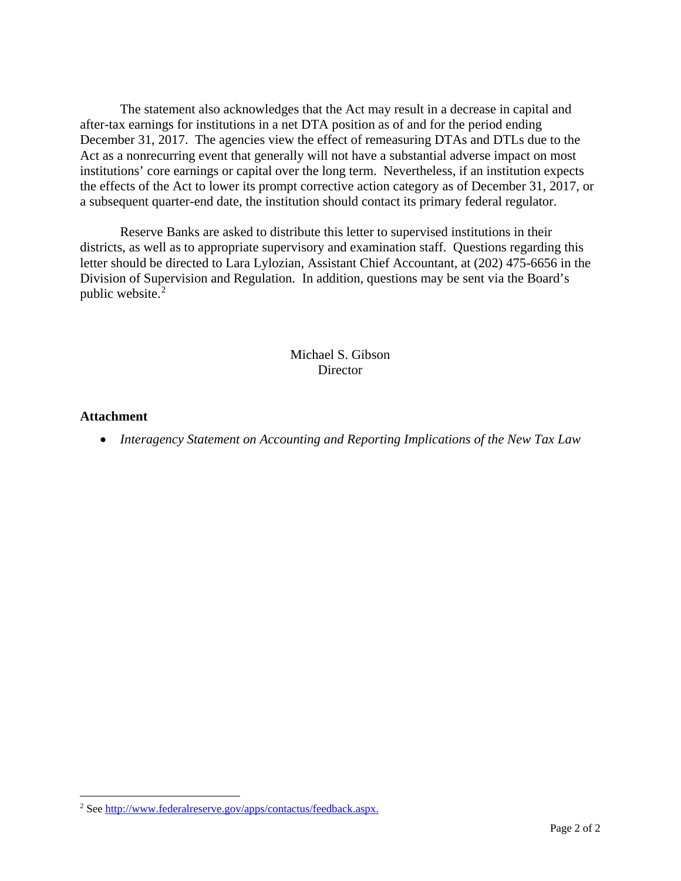The statement also acknowledges that the Act may result in a decrease in capital and after-tax earnings for institutions in a net DTA position as of and for the period ending December 31, 2017. The agencies view the effect of remeasuring DTAs and DTLs due to the Act as a nonrecurring event that generally will not have a substantial adverse impact on most institutions' core earnings or capital over the long term. Nevertheless, if an institution expects the effects of the Act to lower its prompt corrective action category as of December 31, 2017, or a subsequent quarter-end date, the institution should contact its primary federal regulator.

Reserve Banks are asked to distribute this letter to supervised institutions in their districts, as well as to appropriate supervisory and examination staff. Questions regarding this letter should be directed to Lara Lylozian, Assistant Chief Accountant, at (202) 475-6656 in the Division of Supervision and Regulation. In addition, questions may be sent via the Board's public website.[2]

Michael S. Gibson
Director

**Attachment**

- *Interagency Statement on Accounting and Reporting Implications of the New Tax Law*

---

[2] See http://www.federalreserve.gov/apps/contactus/feedback.aspx.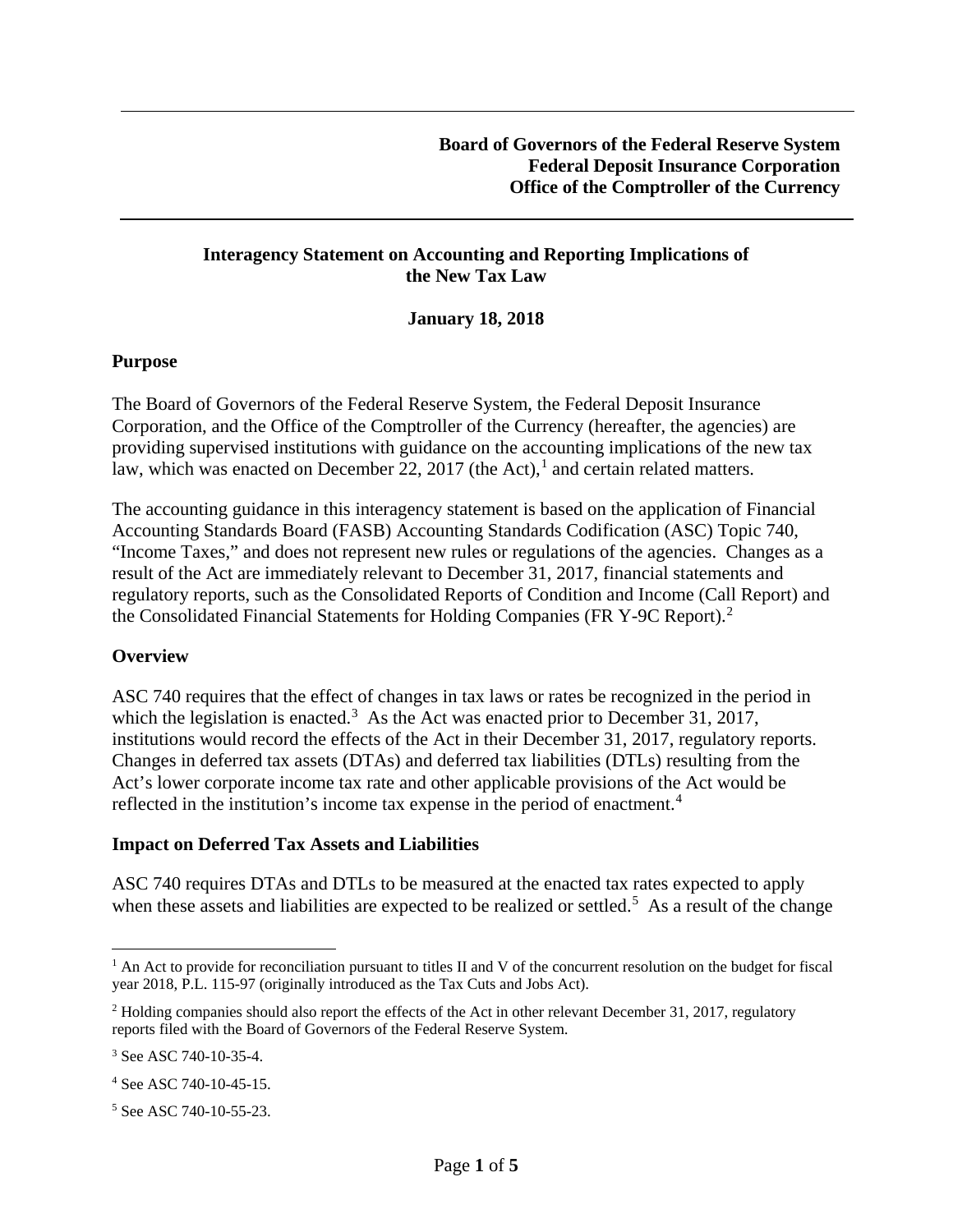**Board of Governors of the Federal Reserve System**
**Federal Deposit Insurance Corporation**
**Office of the Comptroller of the Currency**

## Interagency Statement on Accounting and Reporting Implications of the New Tax Law

**January 18, 2018**

### Purpose

The Board of Governors of the Federal Reserve System, the Federal Deposit Insurance Corporation, and the Office of the Comptroller of the Currency (hereafter, the agencies) are providing supervised institutions with guidance on the accounting implications of the new tax law, which was enacted on December 22, 2017 (the Act),[1] and certain related matters.

The accounting guidance in this interagency statement is based on the application of Financial Accounting Standards Board (FASB) Accounting Standards Codification (ASC) Topic 740, "Income Taxes," and does not represent new rules or regulations of the agencies. Changes as a result of the Act are immediately relevant to December 31, 2017, financial statements and regulatory reports, such as the Consolidated Reports of Condition and Income (Call Report) and the Consolidated Financial Statements for Holding Companies (FR Y-9C Report).[2]

### Overview

ASC 740 requires that the effect of changes in tax laws or rates be recognized in the period in which the legislation is enacted.[3] As the Act was enacted prior to December 31, 2017, institutions would record the effects of the Act in their December 31, 2017, regulatory reports. Changes in deferred tax assets (DTAs) and deferred tax liabilities (DTLs) resulting from the Act's lower corporate income tax rate and other applicable provisions of the Act would be reflected in the institution's income tax expense in the period of enactment.[4]

### Impact on Deferred Tax Assets and Liabilities

ASC 740 requires DTAs and DTLs to be measured at the enacted tax rates expected to apply when these assets and liabilities are expected to be realized or settled.[5] As a result of the change

---

[1] An Act to provide for reconciliation pursuant to titles II and V of the concurrent resolution on the budget for fiscal year 2018, P.L. 115-97 (originally introduced as the Tax Cuts and Jobs Act).

[2] Holding companies should also report the effects of the Act in other relevant December 31, 2017, regulatory reports filed with the Board of Governors of the Federal Reserve System.

[3] See ASC 740-10-35-4.

[4] See ASC 740-10-45-15.

[5] See ASC 740-10-55-23.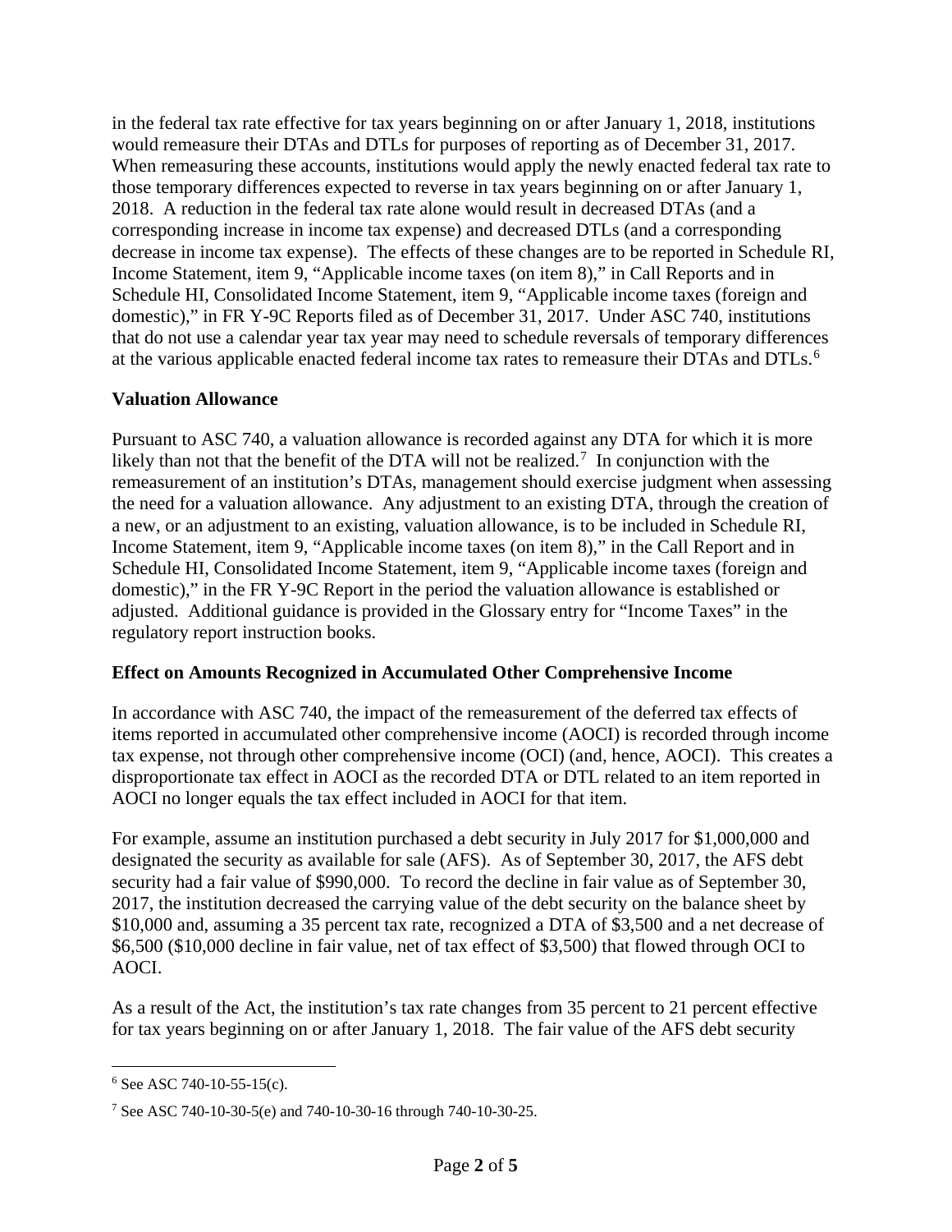in the federal tax rate effective for tax years beginning on or after January 1, 2018, institutions would remeasure their DTAs and DTLs for purposes of reporting as of December 31, 2017. When remeasuring these accounts, institutions would apply the newly enacted federal tax rate to those temporary differences expected to reverse in tax years beginning on or after January 1, 2018. A reduction in the federal tax rate alone would result in decreased DTAs (and a corresponding increase in income tax expense) and decreased DTLs (and a corresponding decrease in income tax expense). The effects of these changes are to be reported in Schedule RI, Income Statement, item 9, "Applicable income taxes (on item 8)," in Call Reports and in Schedule HI, Consolidated Income Statement, item 9, "Applicable income taxes (foreign and domestic)," in FR Y-9C Reports filed as of December 31, 2017. Under ASC 740, institutions that do not use a calendar year tax year may need to schedule reversals of temporary differences at the various applicable enacted federal income tax rates to remeasure their DTAs and DTLs.[6]

## Valuation Allowance

Pursuant to ASC 740, a valuation allowance is recorded against any DTA for which it is more likely than not that the benefit of the DTA will not be realized.[7] In conjunction with the remeasurement of an institution's DTAs, management should exercise judgment when assessing the need for a valuation allowance. Any adjustment to an existing DTA, through the creation of a new, or an adjustment to an existing, valuation allowance, is to be included in Schedule RI, Income Statement, item 9, "Applicable income taxes (on item 8)," in the Call Report and in Schedule HI, Consolidated Income Statement, item 9, "Applicable income taxes (foreign and domestic)," in the FR Y-9C Report in the period the valuation allowance is established or adjusted. Additional guidance is provided in the Glossary entry for "Income Taxes" in the regulatory report instruction books.

## Effect on Amounts Recognized in Accumulated Other Comprehensive Income

In accordance with ASC 740, the impact of the remeasurement of the deferred tax effects of items reported in accumulated other comprehensive income (AOCI) is recorded through income tax expense, not through other comprehensive income (OCI) (and, hence, AOCI). This creates a disproportionate tax effect in AOCI as the recorded DTA or DTL related to an item reported in AOCI no longer equals the tax effect included in AOCI for that item.

For example, assume an institution purchased a debt security in July 2017 for $1,000,000 and designated the security as available for sale (AFS). As of September 30, 2017, the AFS debt security had a fair value of $990,000. To record the decline in fair value as of September 30, 2017, the institution decreased the carrying value of the debt security on the balance sheet by $10,000 and, assuming a 35 percent tax rate, recognized a DTA of $3,500 and a net decrease of $6,500 ($10,000 decline in fair value, net of tax effect of $3,500) that flowed through OCI to AOCI.

As a result of the Act, the institution's tax rate changes from 35 percent to 21 percent effective for tax years beginning on or after January 1, 2018. The fair value of the AFS debt security

[6] See ASC 740-10-55-15(c).

[7] See ASC 740-10-30-5(e) and 740-10-30-16 through 740-10-30-25.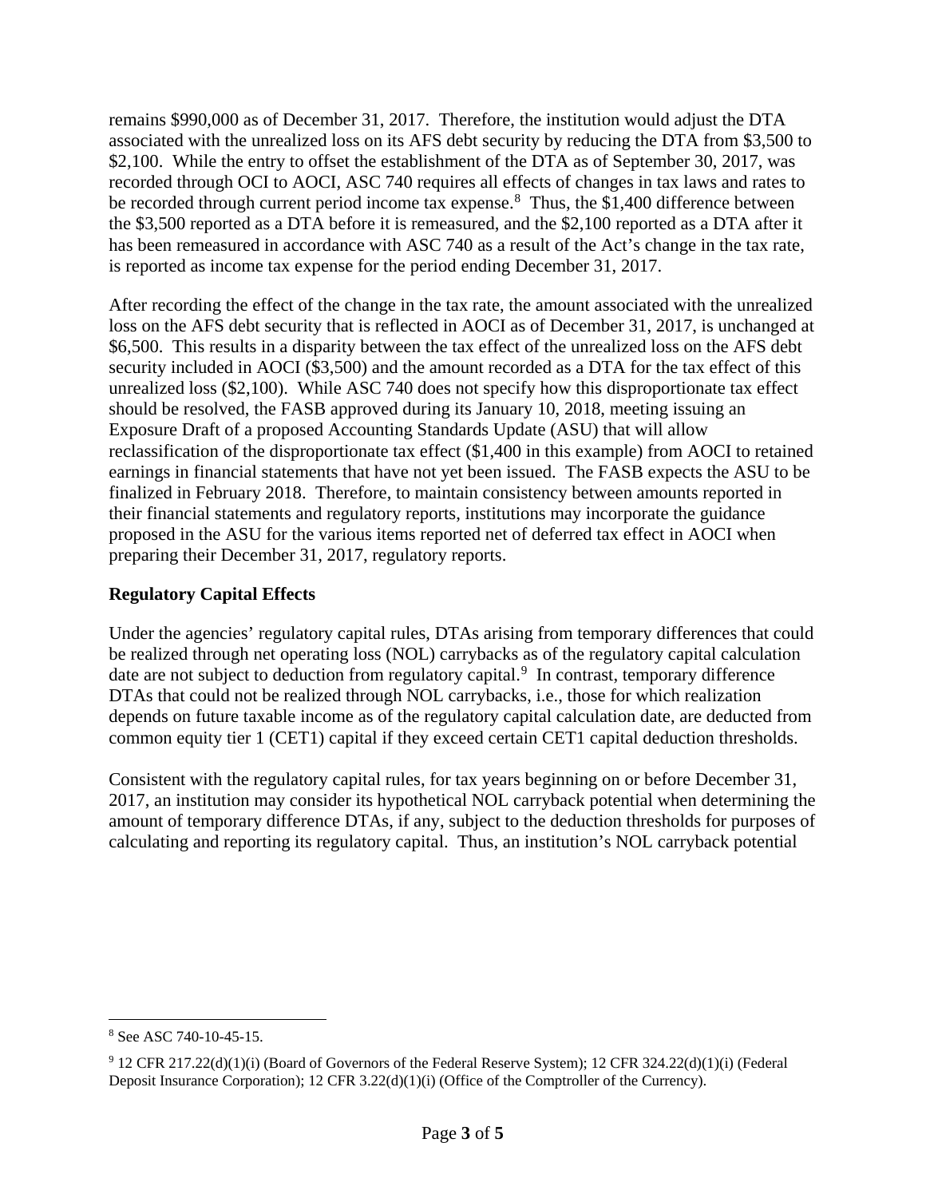remains $990,000 as of December 31, 2017. Therefore, the institution would adjust the DTA associated with the unrealized loss on its AFS debt security by reducing the DTA from $3,500 to $2,100. While the entry to offset the establishment of the DTA as of September 30, 2017, was recorded through OCI to AOCI, ASC 740 requires all effects of changes in tax laws and rates to be recorded through current period income tax expense.[8] Thus, the $1,400 difference between the $3,500 reported as a DTA before it is remeasured, and the $2,100 reported as a DTA after it has been remeasured in accordance with ASC 740 as a result of the Act's change in the tax rate, is reported as income tax expense for the period ending December 31, 2017.

After recording the effect of the change in the tax rate, the amount associated with the unrealized loss on the AFS debt security that is reflected in AOCI as of December 31, 2017, is unchanged at $6,500. This results in a disparity between the tax effect of the unrealized loss on the AFS debt security included in AOCI ($3,500) and the amount recorded as a DTA for the tax effect of this unrealized loss ($2,100). While ASC 740 does not specify how this disproportionate tax effect should be resolved, the FASB approved during its January 10, 2018, meeting issuing an Exposure Draft of a proposed Accounting Standards Update (ASU) that will allow reclassification of the disproportionate tax effect ($1,400 in this example) from AOCI to retained earnings in financial statements that have not yet been issued. The FASB expects the ASU to be finalized in February 2018. Therefore, to maintain consistency between amounts reported in their financial statements and regulatory reports, institutions may incorporate the guidance proposed in the ASU for the various items reported net of deferred tax effect in AOCI when preparing their December 31, 2017, regulatory reports.

**Regulatory Capital Effects**

Under the agencies' regulatory capital rules, DTAs arising from temporary differences that could be realized through net operating loss (NOL) carrybacks as of the regulatory capital calculation date are not subject to deduction from regulatory capital.[9] In contrast, temporary difference DTAs that could not be realized through NOL carrybacks, i.e., those for which realization depends on future taxable income as of the regulatory capital calculation date, are deducted from common equity tier 1 (CET1) capital if they exceed certain CET1 capital deduction thresholds.

Consistent with the regulatory capital rules, for tax years beginning on or before December 31, 2017, an institution may consider its hypothetical NOL carryback potential when determining the amount of temporary difference DTAs, if any, subject to the deduction thresholds for purposes of calculating and reporting its regulatory capital. Thus, an institution's NOL carryback potential

---

[8] See ASC 740-10-45-15.

[9] 12 CFR 217.22(d)(1)(i) (Board of Governors of the Federal Reserve System); 12 CFR 324.22(d)(1)(i) (Federal Deposit Insurance Corporation); 12 CFR 3.22(d)(1)(i) (Office of the Comptroller of the Currency).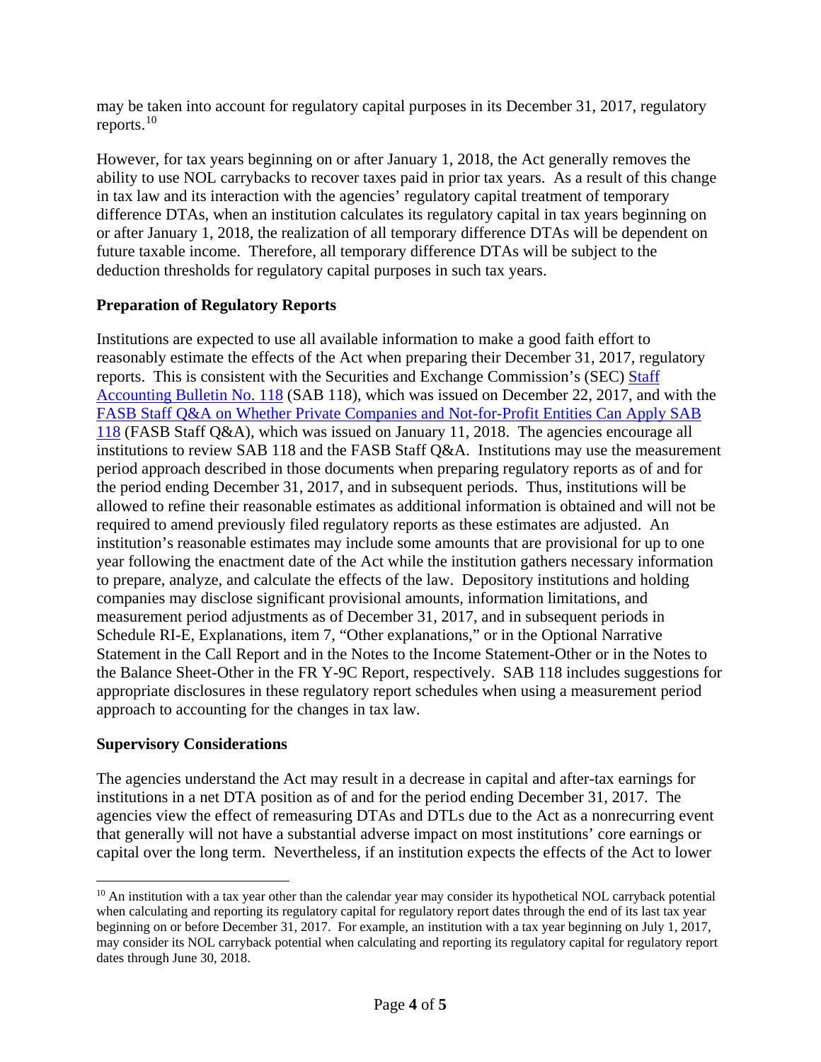may be taken into account for regulatory capital purposes in its December 31, 2017, regulatory reports.[10]

However, for tax years beginning on or after January 1, 2018, the Act generally removes the ability to use NOL carrybacks to recover taxes paid in prior tax years. As a result of this change in tax law and its interaction with the agencies' regulatory capital treatment of temporary difference DTAs, when an institution calculates its regulatory capital in tax years beginning on or after January 1, 2018, the realization of all temporary difference DTAs will be dependent on future taxable income. Therefore, all temporary difference DTAs will be subject to the deduction thresholds for regulatory capital purposes in such tax years.

**Preparation of Regulatory Reports**

Institutions are expected to use all available information to make a good faith effort to reasonably estimate the effects of the Act when preparing their December 31, 2017, regulatory reports. This is consistent with the Securities and Exchange Commission's (SEC) Staff Accounting Bulletin No. 118 (SAB 118), which was issued on December 22, 2017, and with the FASB Staff Q&A on Whether Private Companies and Not-for-Profit Entities Can Apply SAB 118 (FASB Staff Q&A), which was issued on January 11, 2018. The agencies encourage all institutions to review SAB 118 and the FASB Staff Q&A. Institutions may use the measurement period approach described in those documents when preparing regulatory reports as of and for the period ending December 31, 2017, and in subsequent periods. Thus, institutions will be allowed to refine their reasonable estimates as additional information is obtained and will not be required to amend previously filed regulatory reports as these estimates are adjusted. An institution's reasonable estimates may include some amounts that are provisional for up to one year following the enactment date of the Act while the institution gathers necessary information to prepare, analyze, and calculate the effects of the law. Depository institutions and holding companies may disclose significant provisional amounts, information limitations, and measurement period adjustments as of December 31, 2017, and in subsequent periods in Schedule RI-E, Explanations, item 7, "Other explanations," or in the Optional Narrative Statement in the Call Report and in the Notes to the Income Statement-Other or in the Notes to the Balance Sheet-Other in the FR Y-9C Report, respectively. SAB 118 includes suggestions for appropriate disclosures in these regulatory report schedules when using a measurement period approach to accounting for the changes in tax law.

**Supervisory Considerations**

The agencies understand the Act may result in a decrease in capital and after-tax earnings for institutions in a net DTA position as of and for the period ending December 31, 2017. The agencies view the effect of remeasuring DTAs and DTLs due to the Act as a nonrecurring event that generally will not have a substantial adverse impact on most institutions' core earnings or capital over the long term. Nevertheless, if an institution expects the effects of the Act to lower

---

[10] An institution with a tax year other than the calendar year may consider its hypothetical NOL carryback potential when calculating and reporting its regulatory capital for regulatory report dates through the end of its last tax year beginning on or before December 31, 2017. For example, an institution with a tax year beginning on July 1, 2017, may consider its NOL carryback potential when calculating and reporting its regulatory capital for regulatory report dates through June 30, 2018.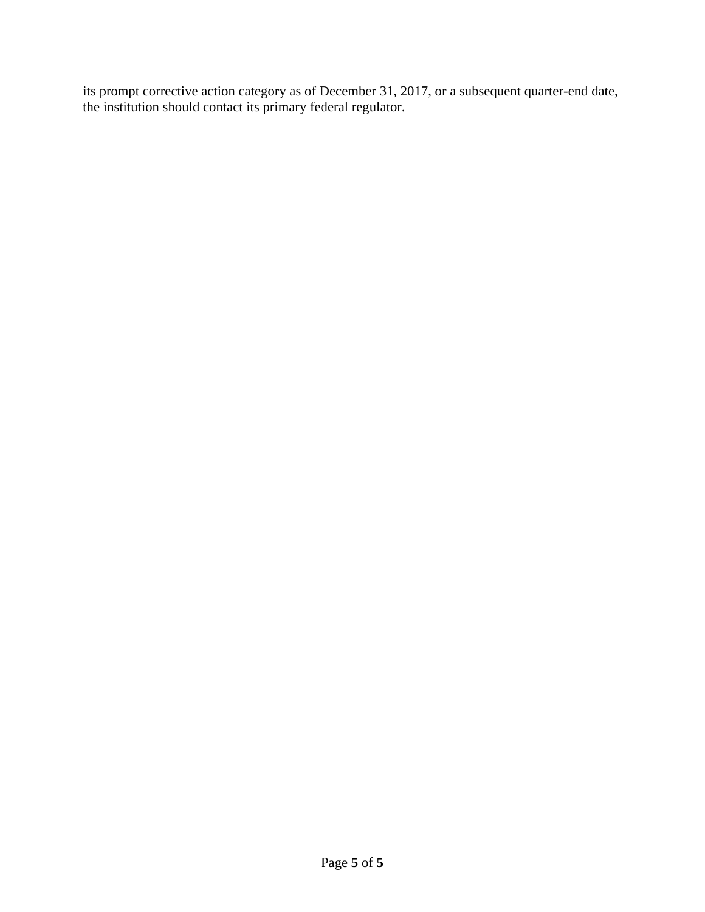its prompt corrective action category as of December 31, 2017, or a subsequent quarter-end date, the institution should contact its primary federal regulator.